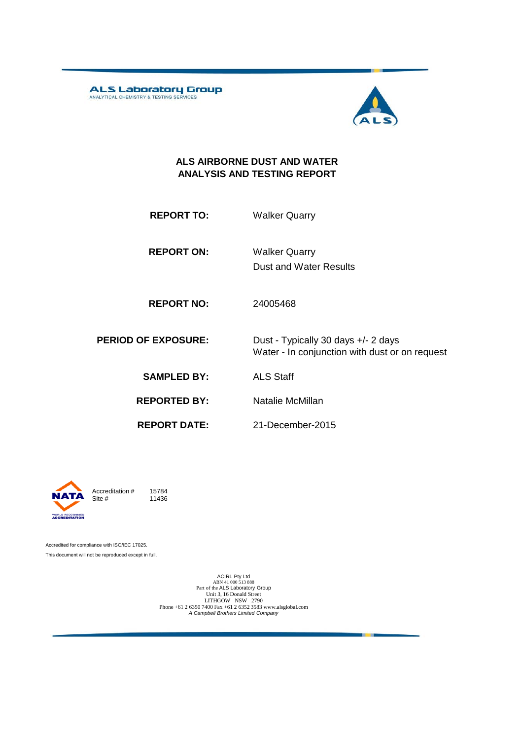**ALS Laboratory Group**
ANALYTICAL CHEMISTRY & TESTING SERVICES

# ALS AIRBORNE DUST AND WATER ANALYSIS AND TESTING REPORT

| | |
|---|---|
| **REPORT TO:** | Walker Quarry |
| **REPORT ON:** | Walker Quarry<br>Dust and Water Results |
| **REPORT NO:** | 24005468 |
| **PERIOD OF EXPOSURE:** | Dust - Typically 30 days +/- 2 days<br>Water - In conjunction with dust or on request |
| **SAMPLED BY:** | ALS Staff |
| **REPORTED BY:** | Natalie McMillan |
| **REPORT DATE:** | 21-December-2015 |

NATA WORLD RECOGNISED ACCREDITATION

Accreditation # 15784
Site # 11436

Accredited for compliance with ISO/IEC 17025.
This document will not be reproduced except in full.

ACIRL Pty Ltd
ABN 41 000 513 888
Part of the ALS Laboratory Group
Unit 3, 16 Donald Street
LITHGOW NSW 2790
Phone +61 2 6350 7400 Fax +61 2 6352 3583 www.alsglobal.com
*A Campbell Brothers Limited Company*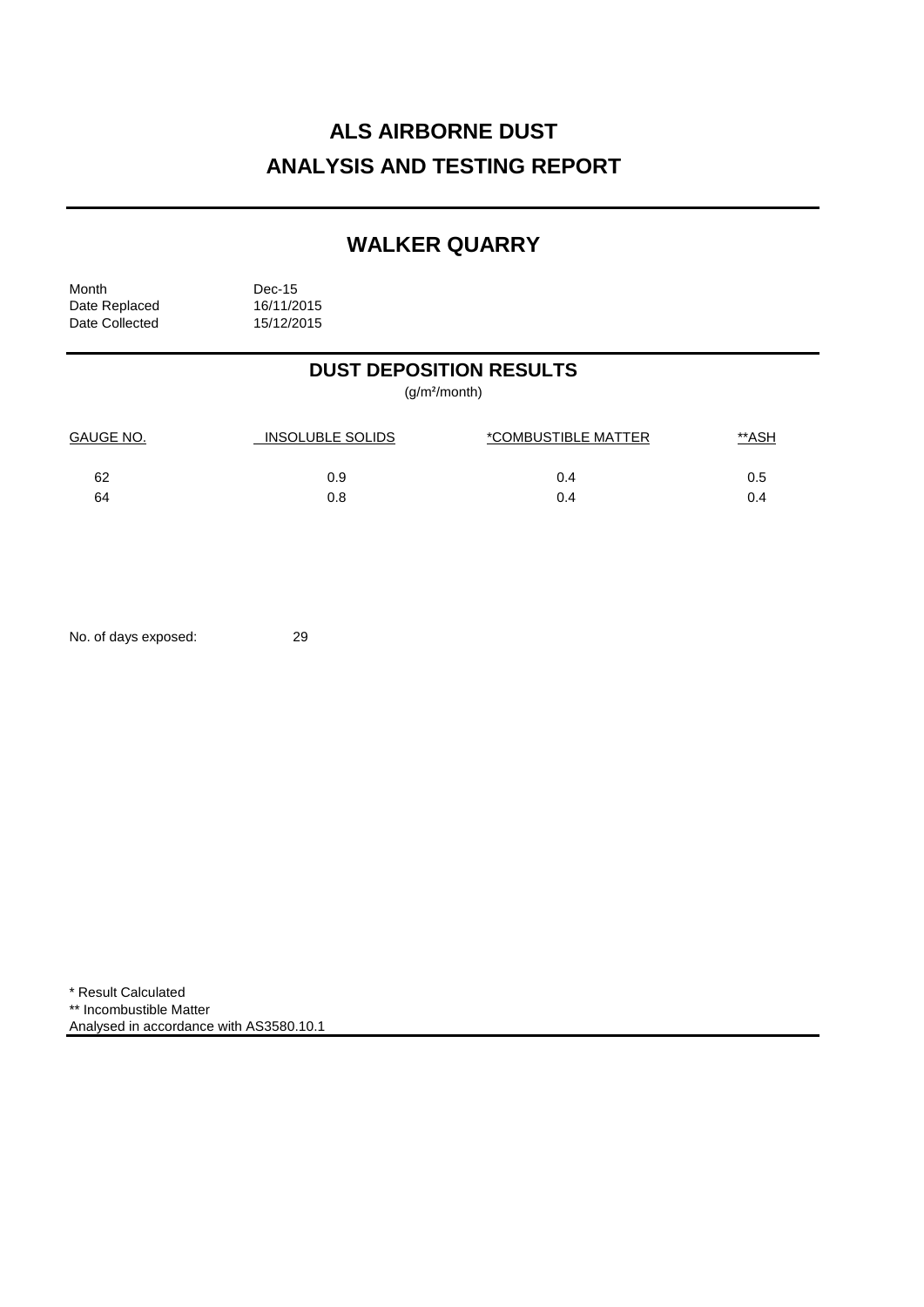# ALS AIRBORNE DUST
# ANALYSIS AND TESTING REPORT

## WALKER QUARRY

Month Dec-15
Date Replaced 16/11/2015
Date Collected 15/12/2015

### DUST DEPOSITION RESULTS

($g/m^2$/month)

| GAUGE NO. | INSOLUBLE SOLIDS | *COMBUSTIBLE MATTER | **ASH |
|---|---|---|---|
| 62 | 0.9 | 0.4 | 0.5 |
| 64 | 0.8 | 0.4 | 0.4 |

No. of days exposed: 29

* Result Calculated
** Incombustible Matter
Analysed in accordance with AS3580.10.1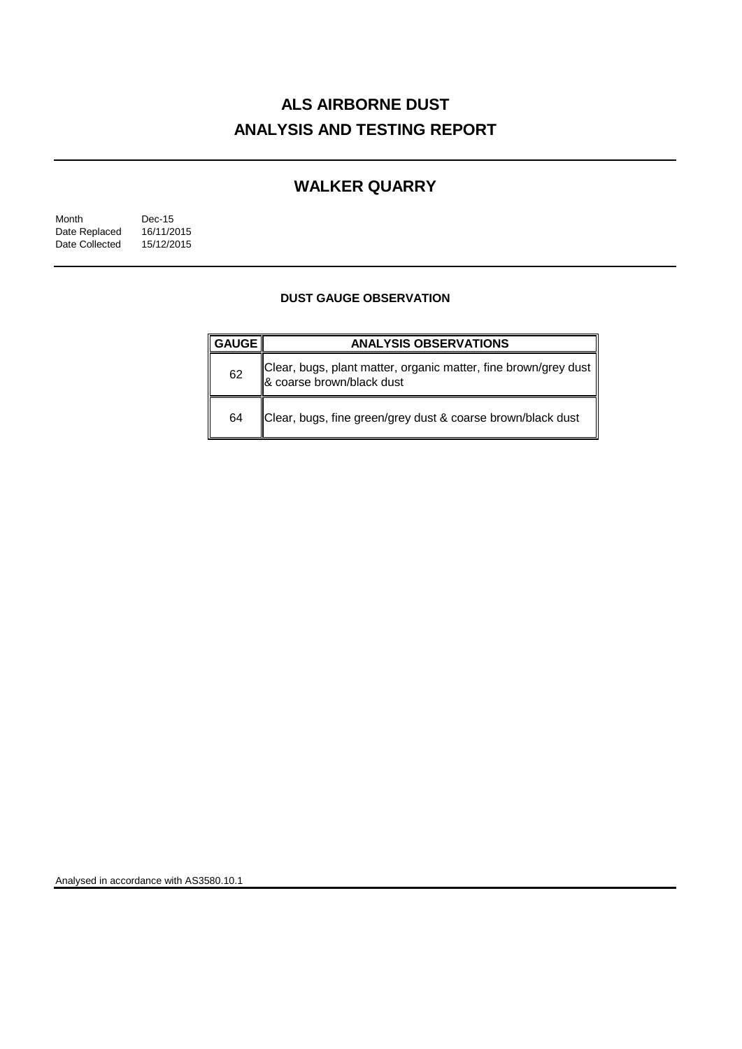# ALS AIRBORNE DUST
# ANALYSIS AND TESTING REPORT

## WALKER QUARRY

| | |
|---|---|
| Month | Dec-15 |
| Date Replaced | 16/11/2015 |
| Date Collected | 15/12/2015 |

### DUST GAUGE OBSERVATION

| GAUGE | ANALYSIS OBSERVATIONS |
|---|---|
| 62 | Clear, bugs, plant matter, organic matter, fine brown/grey dust & coarse brown/black dust |
| 64 | Clear, bugs, fine green/grey dust & coarse brown/black dust |

Analysed in accordance with AS3580.10.1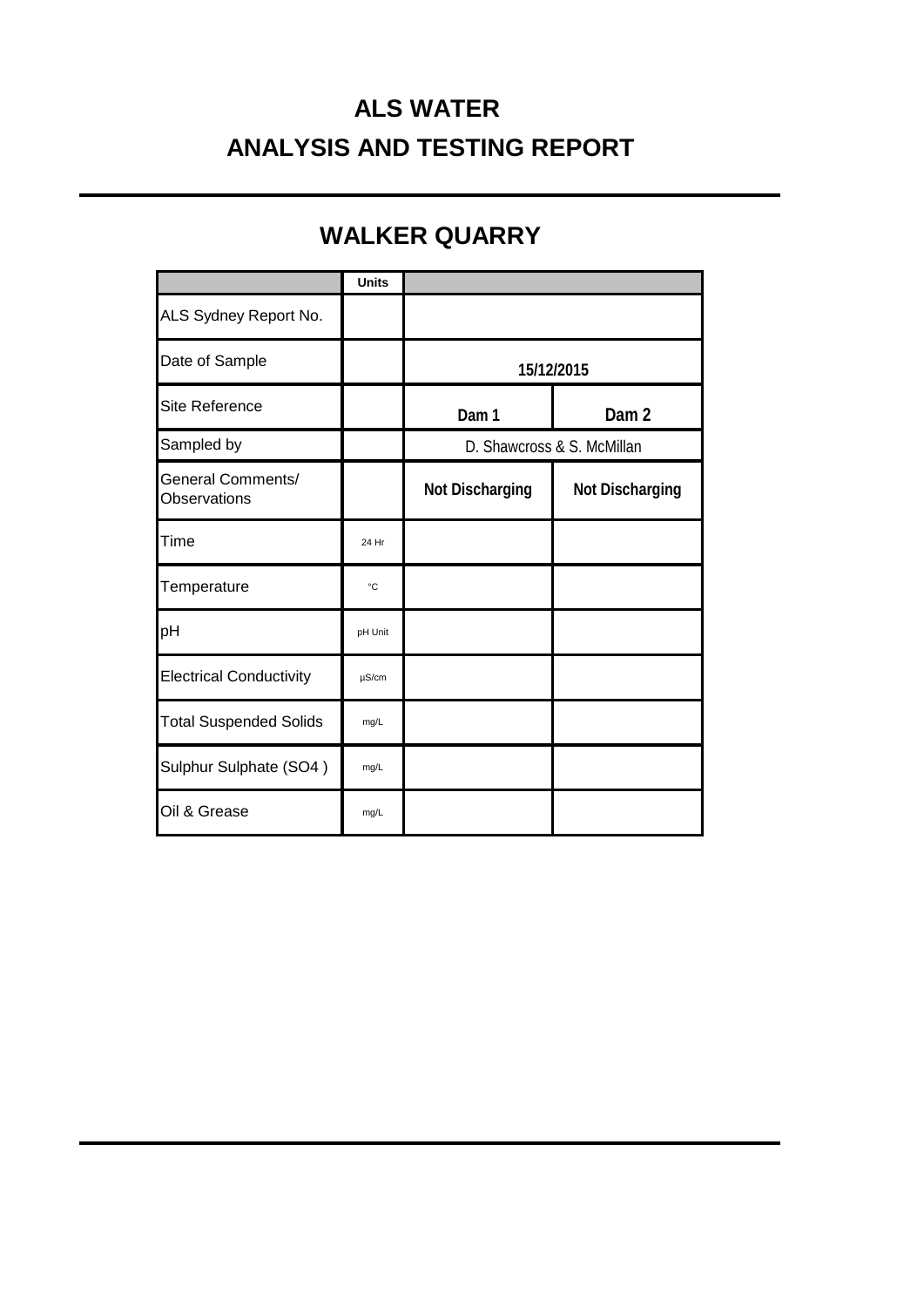# ALS WATER

# ANALYSIS AND TESTING REPORT

## WALKER QUARRY

| | Units | | |
|---|---|---|---|
| ALS Sydney Report No. | | | |
| Date of Sample | | 15/12/2015 | |
| Site Reference | | Dam 1 | Dam 2 |
| Sampled by | | D. Shawcross & S. McMillan | |
| General Comments/ Observations | | Not Discharging | Not Discharging |
| Time | 24 Hr | | |
| Temperature | °C | | |
| pH | pH Unit | | |
| Electrical Conductivity | µS/cm | | |
| Total Suspended Solids | mg/L | | |
| Sulphur Sulphate (SO4 ) | mg/L | | |
| Oil & Grease | mg/L | | |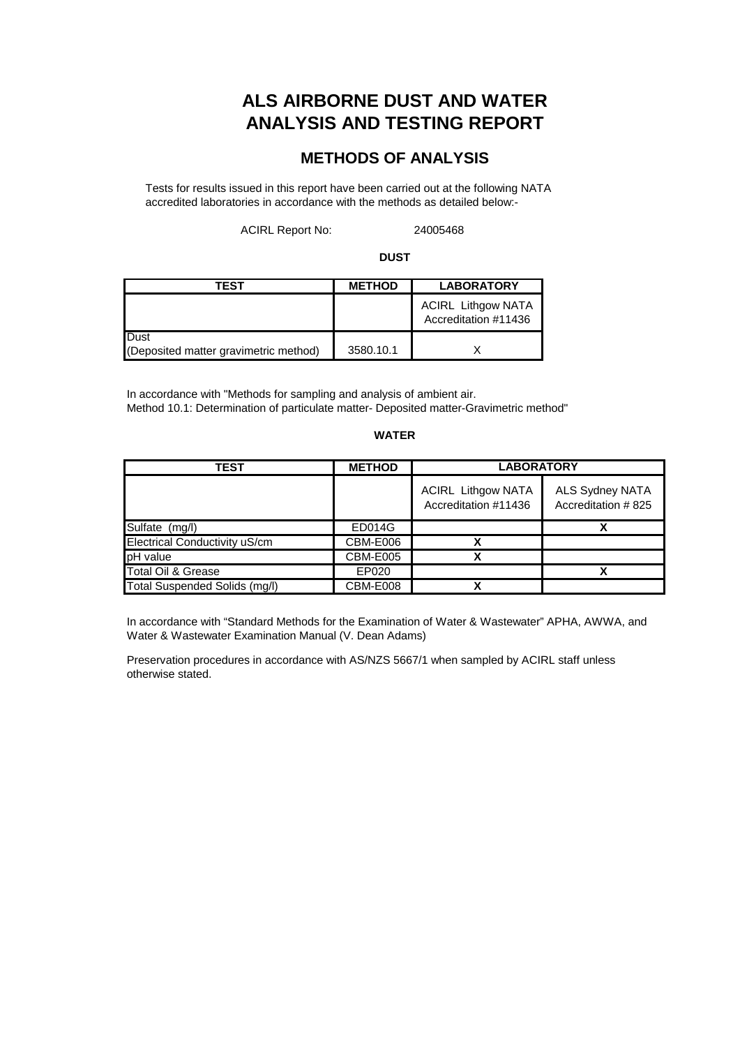# ALS AIRBORNE DUST AND WATER ANALYSIS AND TESTING REPORT

## METHODS OF ANALYSIS

Tests for results issued in this report have been carried out at the following NATA accredited laboratories in accordance with the methods as detailed below:-

ACIRL Report No: 24005468

**DUST**

| TEST | METHOD | LABORATORY |
|---|---|---|
| | | ACIRL Lithgow NATA Accreditation #11436 |
| Dust (Deposited matter gravimetric method) | 3580.10.1 | X |

In accordance with "Methods for sampling and analysis of ambient air.
Method 10.1: Determination of particulate matter- Deposited matter-Gravimetric method"

**WATER**

| TEST | METHOD | LABORATORY | |
|---|---|---|---|
| | | ACIRL Lithgow NATA Accreditation #11436 | ALS Sydney NATA Accreditation # 825 |
| Sulfate (mg/l) | ED014G | | X |
| Electrical Conductivity uS/cm | CBM-E006 | X | |
| pH value | CBM-E005 | X | |
| Total Oil & Grease | EP020 | | X |
| Total Suspended Solids (mg/l) | CBM-E008 | X | |

In accordance with "Standard Methods for the Examination of Water & Wastewater" APHA, AWWA, and Water & Wastewater Examination Manual (V. Dean Adams)

Preservation procedures in accordance with AS/NZS 5667/1 when sampled by ACIRL staff unless otherwise stated.